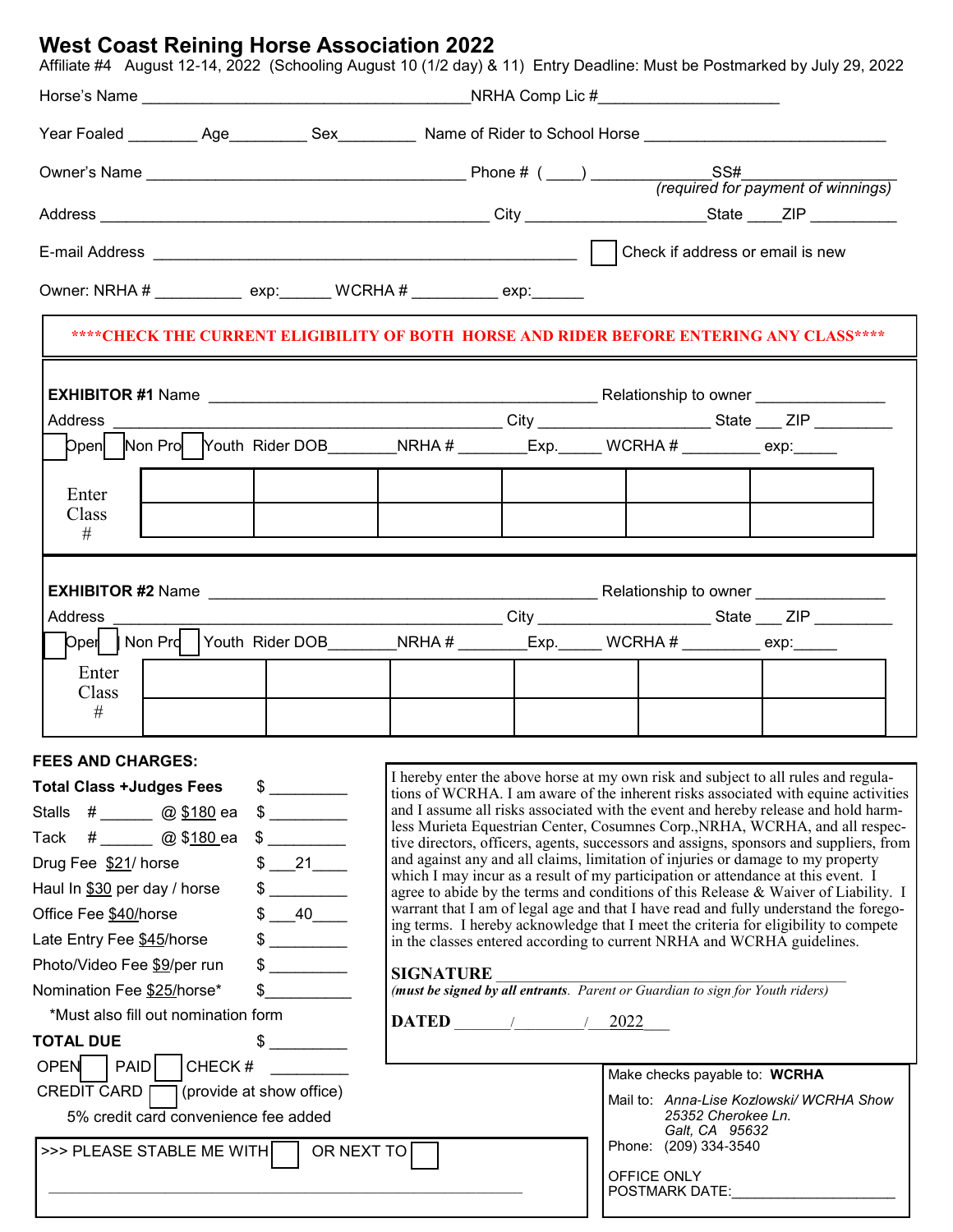# West Coast Reining Horse Association 2022

Affiliate #4 August 12-14, 2022 (Schooling August 10 (1/2 day) & 11) Entry Deadline: Must be Postmarked by July 29, 2022

Horse's Name ______________________________________NRHA Comp Lic #____________________

Year Foaled ________ Age_________ Sex_________ Name of Rider to School Horse ____________________________

Owner's Name ____________________________________ Phone # ( ____) _____________SS#________________
*(required for payment of winnings)*

Address ____________________________________________ City ____________________State ____ZIP __________

E-mail Address ________________________________________________ ☐ Check if address or email is new

Owner: NRHA # __________ exp:______ WCRHA # __________ exp:______

**\*\*\*\*CHECK THE CURRENT ELIGIBILITY OF BOTH HORSE AND RIDER BEFORE ENTERING ANY CLASS\*\*\*\***

**EXHIBITOR #1** Name ____________________________________________ Relationship to owner _______________

Address ____________________________________________ City ____________________ State ___ ZIP _________

☐ Open ☐ Non Pro ☐ Youth Rider DOB________NRHA # ________Exp._____ WCRHA # _________ exp:_____

| Enter Class # | | | | | | |
|---|---|---|---|---|---|---|
| | | | | | | |

**EXHIBITOR #2** Name ____________________________________________ Relationship to owner _______________

Address ____________________________________________ City ____________________ State ___ ZIP _________

☐ Open ☐ Non Pro ☐ Youth Rider DOB________NRHA # ________Exp._____ WCRHA # _________ exp:_____

| Enter Class # | | | | | | |
|---|---|---|---|---|---|---|
| | | | | | | |

**FEES AND CHARGES:**

| | |
|---|---|
| **Total Class +Judges Fees** | $ _________ |
| Stalls # ______ @ $180 ea | $ _________ |
| Tack # ______ @ $180 ea | $ _________ |
| Drug Fee $21/ horse | $ ___21____ |
| Haul In $30 per day / horse | $ _________ |
| Office Fee $40/horse | $ ___40____ |
| Late Entry Fee $45/horse | $ _________ |
| Photo/Video Fee $9/per run | $ _________ |
| Nomination Fee $25/horse* | $__________ |

*Must also fill out nomination form

**TOTAL DUE** $ _________

OPEN ☐ PAID ☐ CHECK # _________

CREDIT CARD ☐ (provide at show office)

5% credit card convenience fee added

\>>> PLEASE STABLE ME WITH ☐ OR NEXT TO ☐

____________________________________________________________

I hereby enter the above horse at my own risk and subject to all rules and regulations of WCRHA. I am aware of the inherent risks associated with equine activities and I assume all risks associated with the event and hereby release and hold harmless Murieta Equestrian Center, Cosumnes Corp.,NRHA, WCRHA, and all respective directors, officers, agents, successors and assigns, sponsors and suppliers, from and against any and all claims, limitation of injuries or damage to my property which I may incur as a result of my participation or attendance at this event. I agree to abide by the terms and conditions of this Release & Waiver of Liability. I warrant that I am of legal age and that I have read and fully understand the foregoing terms. I hereby acknowledge that I meet the criteria for eligibility to compete in the classes entered according to current NRHA and WCRHA guidelines.

**SIGNATURE** ____________________________________________
***(must be signed by all entrants.** Parent or Guardian to sign for Youth riders)*

**DATED** ______/________/___2022___

Make checks payable to: **WCRHA**

Mail to: *Anna-Lise Kozlowski/ WCRHA Show*
*25352 Cherokee Ln.*
*Galt, CA 95632*

Phone: (209) 334-3540

OFFICE ONLY
POSTMARK DATE:____________________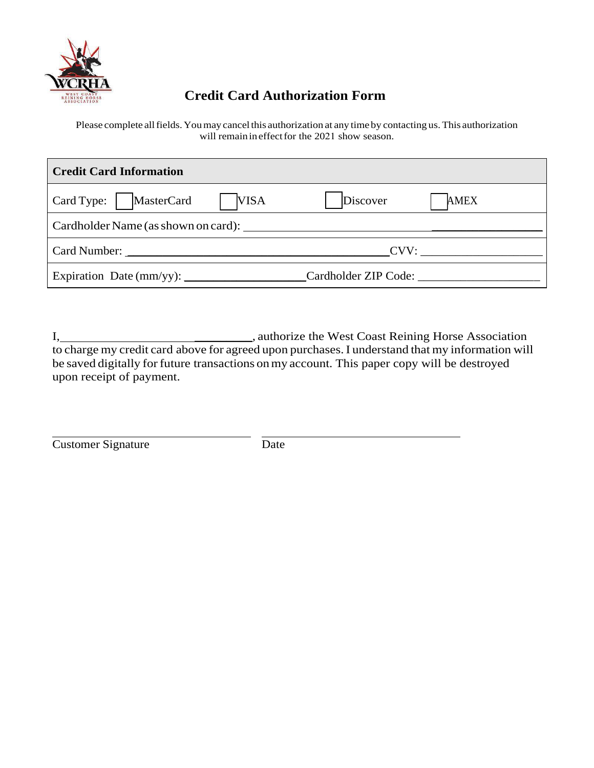# Credit Card Authorization Form

Please complete all fields. You may cancel this authorization at any time by contacting us. This authorization will remain in effect for the 2021 show season.

| Credit Card Information | |
|---|---|
| Card Type: ☐ MasterCard ☐ VISA ☐ Discover ☐ AMEX | |
| Cardholder Name (as shown on card): ______________________________ | |
| Card Number: ______________________________ | CVV: ______________ |
| Expiration Date (mm/yy): ______________ | Cardholder ZIP Code: ______________ |

I, ______________________________, authorize the West Coast Reining Horse Association to charge my credit card above for agreed upon purchases. I understand that my information will be saved digitally for future transactions on my account. This paper copy will be destroyed upon receipt of payment.

______________________________ ______________________________

Customer Signature Date